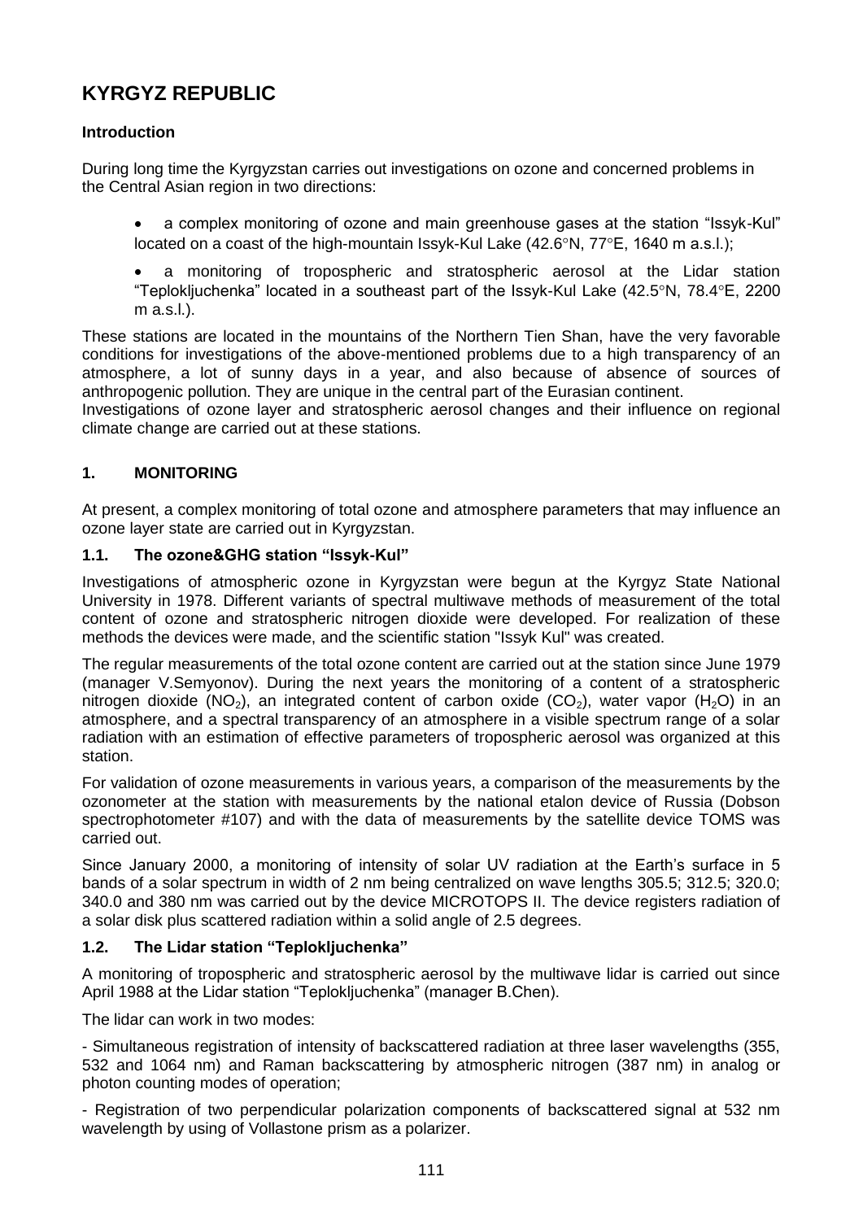# KYRGYZ REPUBLIC

**Introduction**

During long time the Kyrgyzstan carries out investigations on ozone and concerned problems in the Central Asian region in two directions:

- a complex monitoring of ozone and main greenhouse gases at the station "Issyk-Kul" located on a coast of the high-mountain Issyk-Kul Lake (42.6°N, 77°E, 1640 m a.s.l.);
- a monitoring of tropospheric and stratospheric aerosol at the Lidar station "Teplokljuchenka" located in a southeast part of the Issyk-Kul Lake (42.5°N, 78.4°E, 2200 m a.s.l.).

These stations are located in the mountains of the Northern Tien Shan, have the very favorable conditions for investigations of the above-mentioned problems due to a high transparency of an atmosphere, a lot of sunny days in a year, and also because of absence of sources of anthropogenic pollution. They are unique in the central part of the Eurasian continent.
Investigations of ozone layer and stratospheric aerosol changes and their influence on regional climate change are carried out at these stations.

## 1. MONITORING

At present, a complex monitoring of total ozone and atmosphere parameters that may influence an ozone layer state are carried out in Kyrgyzstan.

### 1.1. The ozone&GHG station "Issyk-Kul"

Investigations of atmospheric ozone in Kyrgyzstan were begun at the Kyrgyz State National University in 1978. Different variants of spectral multiwave methods of measurement of the total content of ozone and stratospheric nitrogen dioxide were developed. For realization of these methods the devices were made, and the scientific station "Issyk Kul" was created.

The regular measurements of the total ozone content are carried out at the station since June 1979 (manager V.Semyonov). During the next years the monitoring of a content of a stratospheric nitrogen dioxide ($NO_2$), an integrated content of carbon oxide ($CO_2$), water vapor ($H_2O$) in an atmosphere, and a spectral transparency of an atmosphere in a visible spectrum range of a solar radiation with an estimation of effective parameters of tropospheric aerosol was organized at this station.

For validation of ozone measurements in various years, a comparison of the measurements by the ozonometer at the station with measurements by the national etalon device of Russia (Dobson spectrophotometer #107) and with the data of measurements by the satellite device TOMS was carried out.

Since January 2000, a monitoring of intensity of solar UV radiation at the Earth's surface in 5 bands of a solar spectrum in width of 2 nm being centralized on wave lengths 305.5; 312.5; 320.0; 340.0 and 380 nm was carried out by the device MICROTOPS II. The device registers radiation of a solar disk plus scattered radiation within a solid angle of 2.5 degrees.

### 1.2. The Lidar station "Teplokljuchenka"

A monitoring of tropospheric and stratospheric aerosol by the multiwave lidar is carried out since April 1988 at the Lidar station "Teplokljuchenka" (manager B.Chen).

The lidar can work in two modes:

- Simultaneous registration of intensity of backscattered radiation at three laser wavelengths (355, 532 and 1064 nm) and Raman backscattering by atmospheric nitrogen (387 nm) in analog or photon counting modes of operation;

- Registration of two perpendicular polarization components of backscattered signal at 532 nm wavelength by using of Vollastone prism as a polarizer.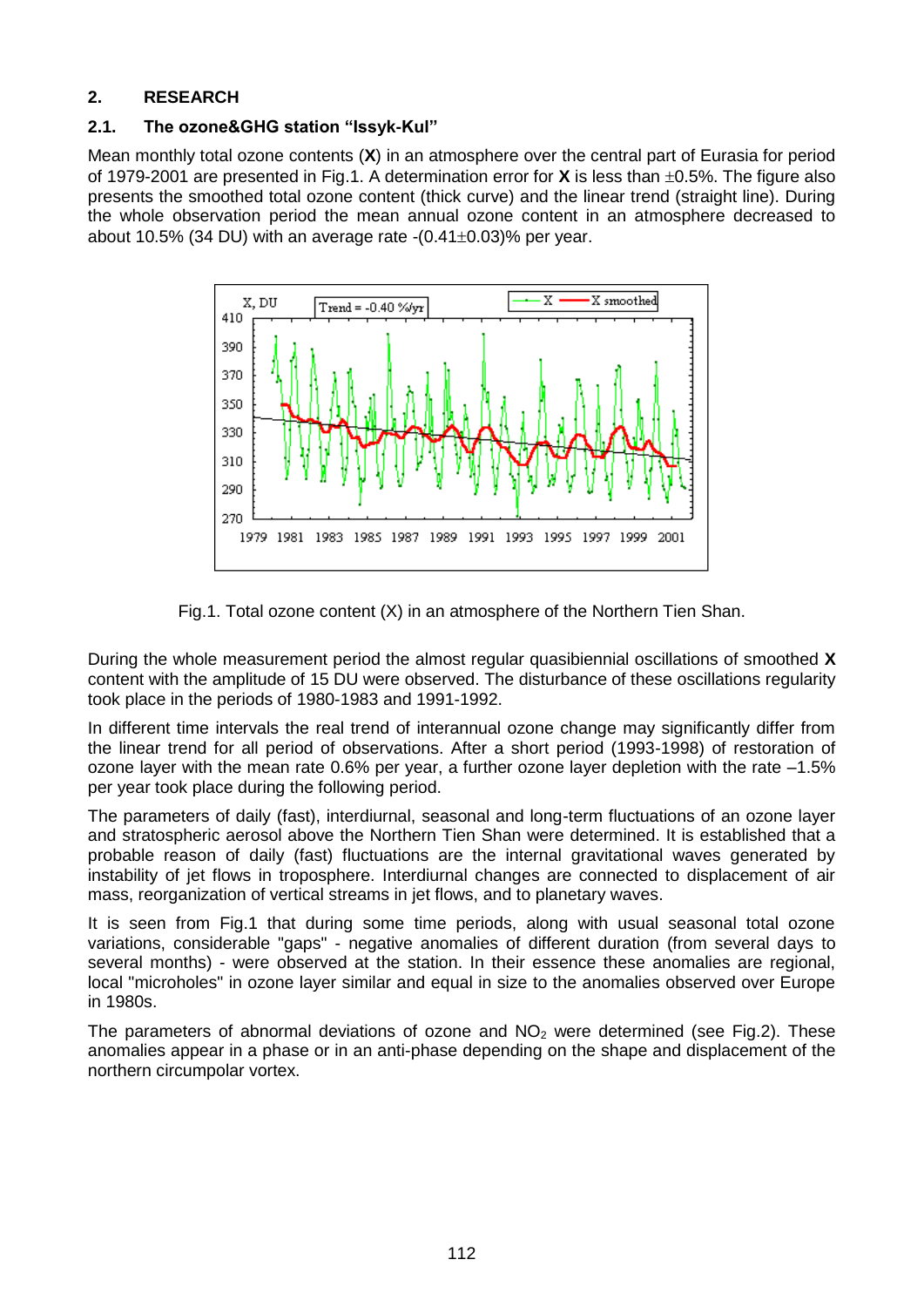## 2. RESEARCH

### 2.1. The ozone&GHG station "Issyk-Kul"

Mean monthly total ozone contents (**X**) in an atmosphere over the central part of Eurasia for period of 1979-2001 are presented in Fig.1. A determination error for **X** is less than ±0.5%. The figure also presents the smoothed total ozone content (thick curve) and the linear trend (straight line). During the whole observation period the mean annual ozone content in an atmosphere decreased to about 10.5% (34 DU) with an average rate -(0.41±0.03)% per year.

Fig.1. Total ozone content (X) in an atmosphere of the Northern Tien Shan.

During the whole measurement period the almost regular quasibiennial oscillations of smoothed **X** content with the amplitude of 15 DU were observed. The disturbance of these oscillations regularity took place in the periods of 1980-1983 and 1991-1992.

In different time intervals the real trend of interannual ozone change may significantly differ from the linear trend for all period of observations. After a short period (1993-1998) of restoration of ozone layer with the mean rate 0.6% per year, a further ozone layer depletion with the rate –1.5% per year took place during the following period.

The parameters of daily (fast), interdiurnal, seasonal and long-term fluctuations of an ozone layer and stratospheric aerosol above the Northern Tien Shan were determined. It is established that a probable reason of daily (fast) fluctuations are the internal gravitational waves generated by instability of jet flows in troposphere. Interdiurnal changes are connected to displacement of air mass, reorganization of vertical streams in jet flows, and to planetary waves.

It is seen from Fig.1 that during some time periods, along with usual seasonal total ozone variations, considerable "gaps" - negative anomalies of different duration (from several days to several months) - were observed at the station. In their essence these anomalies are regional, local "microholes" in ozone layer similar and equal in size to the anomalies observed over Europe in 1980s.

The parameters of abnormal deviations of ozone and $NO_2$ were determined (see Fig.2). These anomalies appear in a phase or in an anti-phase depending on the shape and displacement of the northern circumpolar vortex.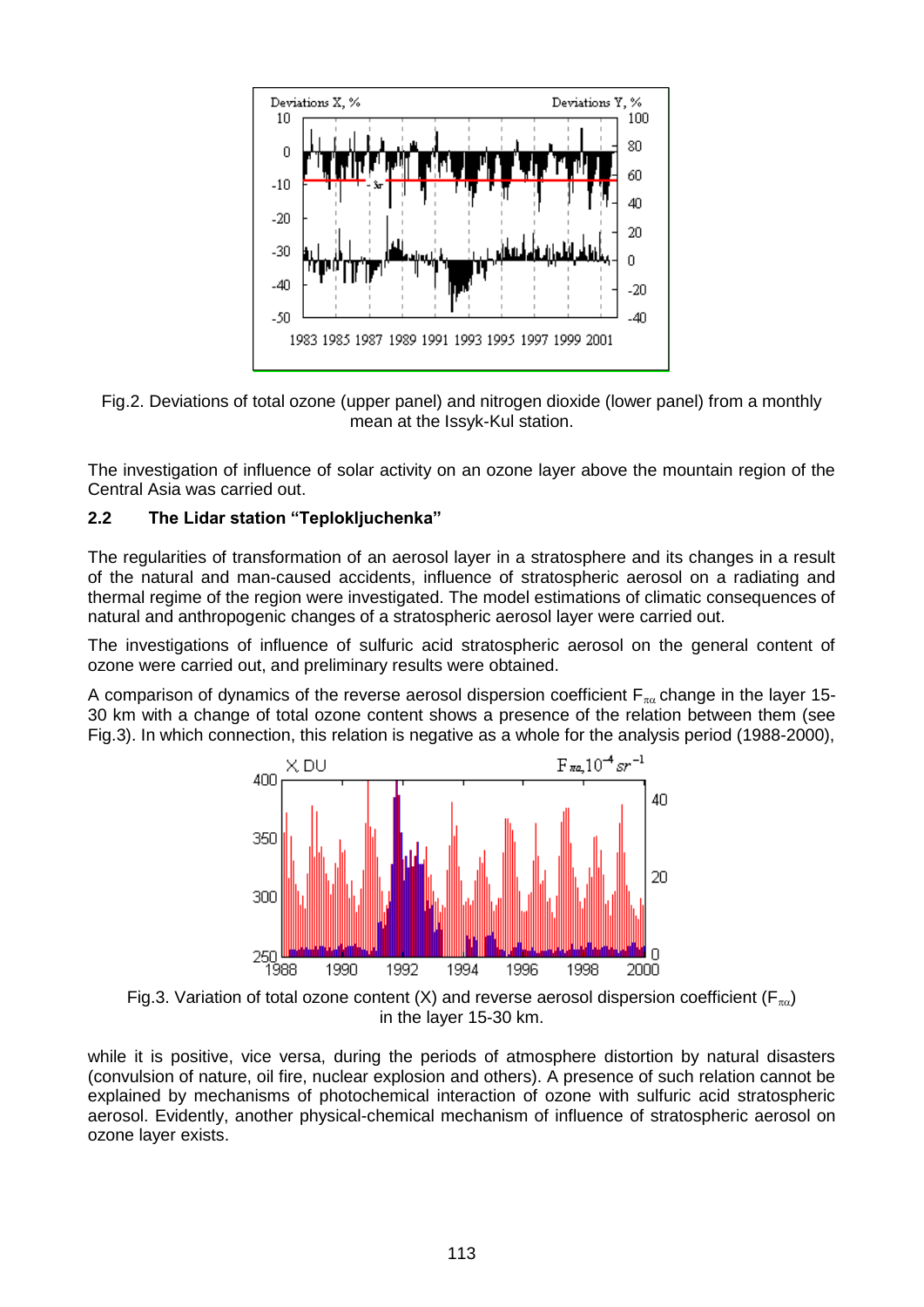Fig.2. Deviations of total ozone (upper panel) and nitrogen dioxide (lower panel) from a monthly mean at the Issyk-Kul station.

The investigation of influence of solar activity on an ozone layer above the mountain region of the Central Asia was carried out.

### 2.2 The Lidar station "Teplokljuchenka"

The regularities of transformation of an aerosol layer in a stratosphere and its changes in a result of the natural and man-caused accidents, influence of stratospheric aerosol on a radiating and thermal regime of the region were investigated. The model estimations of climatic consequences of natural and anthropogenic changes of a stratospheric aerosol layer were carried out.

The investigations of influence of sulfuric acid stratospheric aerosol on the general content of ozone were carried out, and preliminary results were obtained.

A comparison of dynamics of the reverse aerosol dispersion coefficient $F_{\pi\alpha}$ change in the layer 15-30 km with a change of total ozone content shows a presence of the relation between them (see Fig.3). In which connection, this relation is negative as a whole for the analysis period (1988-2000),

Fig.3. Variation of total ozone content (X) and reverse aerosol dispersion coefficient ($F_{\pi\alpha}$) in the layer 15-30 km.

while it is positive, vice versa, during the periods of atmosphere distortion by natural disasters (convulsion of nature, oil fire, nuclear explosion and others). A presence of such relation cannot be explained by mechanisms of photochemical interaction of ozone with sulfuric acid stratospheric aerosol. Evidently, another physical-chemical mechanism of influence of stratospheric aerosol on ozone layer exists.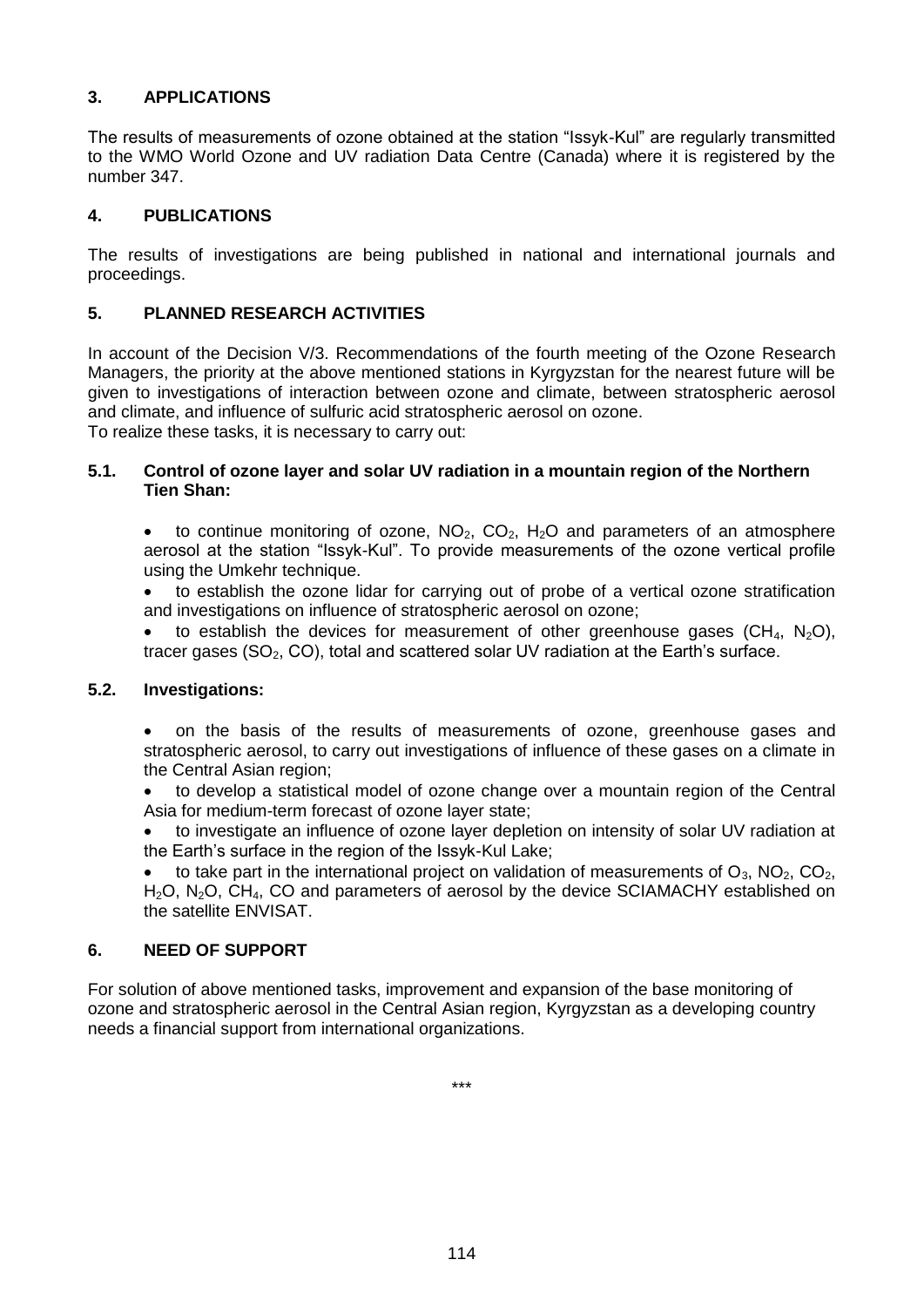## 3. APPLICATIONS

The results of measurements of ozone obtained at the station “Issyk-Kul” are regularly transmitted to the WMO World Ozone and UV radiation Data Centre (Canada) where it is registered by the number 347.

## 4. PUBLICATIONS

The results of investigations are being published in national and international journals and proceedings.

## 5. PLANNED RESEARCH ACTIVITIES

In account of the Decision V/3. Recommendations of the fourth meeting of the Ozone Research Managers, the priority at the above mentioned stations in Kyrgyzstan for the nearest future will be given to investigations of interaction between ozone and climate, between stratospheric aerosol and climate, and influence of sulfuric acid stratospheric aerosol on ozone.
To realize these tasks, it is necessary to carry out:

### 5.1. Control of ozone layer and solar UV radiation in a mountain region of the Northern Tien Shan:

- to continue monitoring of ozone, $NO_2$, $CO_2$, $H_2O$ and parameters of an atmosphere aerosol at the station “Issyk-Kul”. To provide measurements of the ozone vertical profile using the Umkehr technique.
- to establish the ozone lidar for carrying out of probe of a vertical ozone stratification and investigations on influence of stratospheric aerosol on ozone;
- to establish the devices for measurement of other greenhouse gases ($CH_4$, $N_2O$), tracer gases ($SO_2$, CO), total and scattered solar UV radiation at the Earth’s surface.

### 5.2. Investigations:

- on the basis of the results of measurements of ozone, greenhouse gases and stratospheric aerosol, to carry out investigations of influence of these gases on a climate in the Central Asian region;
- to develop a statistical model of ozone change over a mountain region of the Central Asia for medium-term forecast of ozone layer state;
- to investigate an influence of ozone layer depletion on intensity of solar UV radiation at the Earth’s surface in the region of the Issyk-Kul Lake;
- to take part in the international project on validation of measurements of $O_3$, $NO_2$, $CO_2$, $H_2O$, $N_2O$, $CH_4$, CO and parameters of aerosol by the device SCIAMACHY established on the satellite ENVISAT.

## 6. NEED OF SUPPORT

For solution of above mentioned tasks, improvement and expansion of the base monitoring of ozone and stratospheric aerosol in the Central Asian region, Kyrgyzstan as a developing country needs a financial support from international organizations.

***